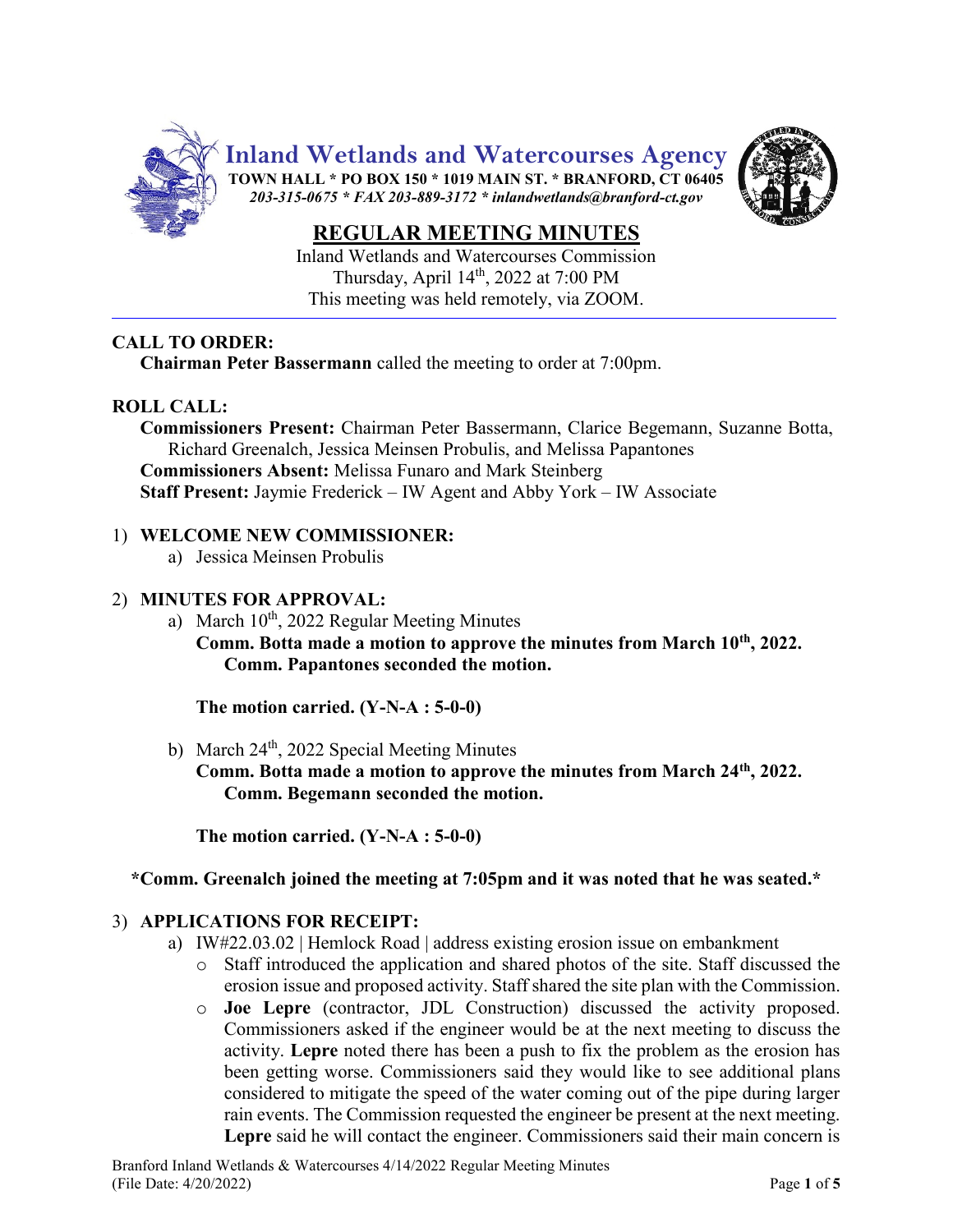# Inland Wetlands and Watercourses Agency

**TOWN HALL * PO BOX 150 * 1019 MAIN ST. * BRANFORD, CT 06405**
*203-315-0675 * FAX 203-889-3172 * inlandwetlands@branford-ct.gov*

## REGULAR MEETING MINUTES

Inland Wetlands and Watercourses Commission
Thursday, April 14th, 2022 at 7:00 PM
This meeting was held remotely, via ZOOM.

---

**CALL TO ORDER:**

**Chairman Peter Bassermann** called the meeting to order at 7:00pm.

**ROLL CALL:**

**Commissioners Present:** Chairman Peter Bassermann, Clarice Begemann, Suzanne Botta, Richard Greenalch, Jessica Meinsen Probulis, and Melissa Papantones
**Commissioners Absent:** Melissa Funaro and Mark Steinberg
**Staff Present:** Jaymie Frederick – IW Agent and Abby York – IW Associate

1) **WELCOME NEW COMMISSIONER:**
   a) Jessica Meinsen Probulis

2) **MINUTES FOR APPROVAL:**
   a) March 10th, 2022 Regular Meeting Minutes
      **Comm. Botta made a motion to approve the minutes from March 10th, 2022. Comm. Papantones seconded the motion.**

      **The motion carried. (Y-N-A : 5-0-0)**

   b) March 24th, 2022 Special Meeting Minutes
      **Comm. Botta made a motion to approve the minutes from March 24th, 2022. Comm. Begemann seconded the motion.**

      **The motion carried. (Y-N-A : 5-0-0)**

**\*Comm. Greenalch joined the meeting at 7:05pm and it was noted that he was seated.\***

3) **APPLICATIONS FOR RECEIPT:**
   a) IW#22.03.02 | Hemlock Road | address existing erosion issue on embankment
      - Staff introduced the application and shared photos of the site. Staff discussed the erosion issue and proposed activity. Staff shared the site plan with the Commission.
      - **Joe Lepre** (contractor, JDL Construction) discussed the activity proposed. Commissioners asked if the engineer would be at the next meeting to discuss the activity. **Lepre** noted there has been a push to fix the problem as the erosion has been getting worse. Commissioners said they would like to see additional plans considered to mitigate the speed of the water coming out of the pipe during larger rain events. The Commission requested the engineer be present at the next meeting. **Lepre** said he will contact the engineer. Commissioners said their main concern is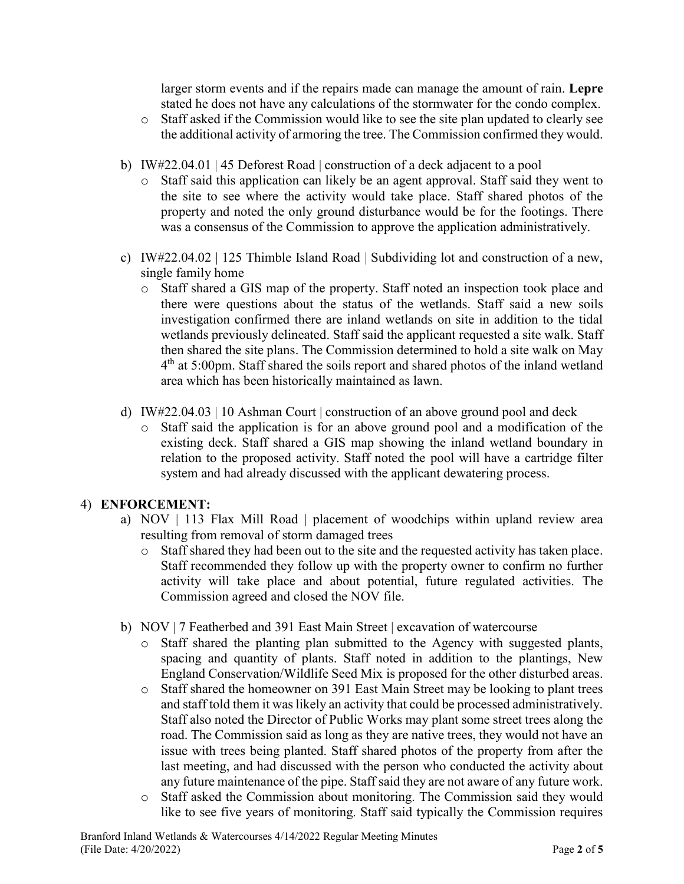larger storm events and if the repairs made can manage the amount of rain. **Lepre** stated he does not have any calculations of the stormwater for the condo complex.

- Staff asked if the Commission would like to see the site plan updated to clearly see the additional activity of armoring the tree. The Commission confirmed they would.

b) IW#22.04.01 | 45 Deforest Road | construction of a deck adjacent to a pool

- Staff said this application can likely be an agent approval. Staff said they went to the site to see where the activity would take place. Staff shared photos of the property and noted the only ground disturbance would be for the footings. There was a consensus of the Commission to approve the application administratively.

c) IW#22.04.02 | 125 Thimble Island Road | Subdividing lot and construction of a new, single family home

- Staff shared a GIS map of the property. Staff noted an inspection took place and there were questions about the status of the wetlands. Staff said a new soils investigation confirmed there are inland wetlands on site in addition to the tidal wetlands previously delineated. Staff said the applicant requested a site walk. Staff then shared the site plans. The Commission determined to hold a site walk on May 4th at 5:00pm. Staff shared the soils report and shared photos of the inland wetland area which has been historically maintained as lawn.

d) IW#22.04.03 | 10 Ashman Court | construction of an above ground pool and deck

- Staff said the application is for an above ground pool and a modification of the existing deck. Staff shared a GIS map showing the inland wetland boundary in relation to the proposed activity. Staff noted the pool will have a cartridge filter system and had already discussed with the applicant dewatering process.

4) **ENFORCEMENT:**

a) NOV | 113 Flax Mill Road | placement of woodchips within upland review area resulting from removal of storm damaged trees

- Staff shared they had been out to the site and the requested activity has taken place. Staff recommended they follow up with the property owner to confirm no further activity will take place and about potential, future regulated activities. The Commission agreed and closed the NOV file.

b) NOV | 7 Featherbed and 391 East Main Street | excavation of watercourse

- Staff shared the planting plan submitted to the Agency with suggested plants, spacing and quantity of plants. Staff noted in addition to the plantings, New England Conservation/Wildlife Seed Mix is proposed for the other disturbed areas.
- Staff shared the homeowner on 391 East Main Street may be looking to plant trees and staff told them it was likely an activity that could be processed administratively. Staff also noted the Director of Public Works may plant some street trees along the road. The Commission said as long as they are native trees, they would not have an issue with trees being planted. Staff shared photos of the property from after the last meeting, and had discussed with the person who conducted the activity about any future maintenance of the pipe. Staff said they are not aware of any future work.
- Staff asked the Commission about monitoring. The Commission said they would like to see five years of monitoring. Staff said typically the Commission requires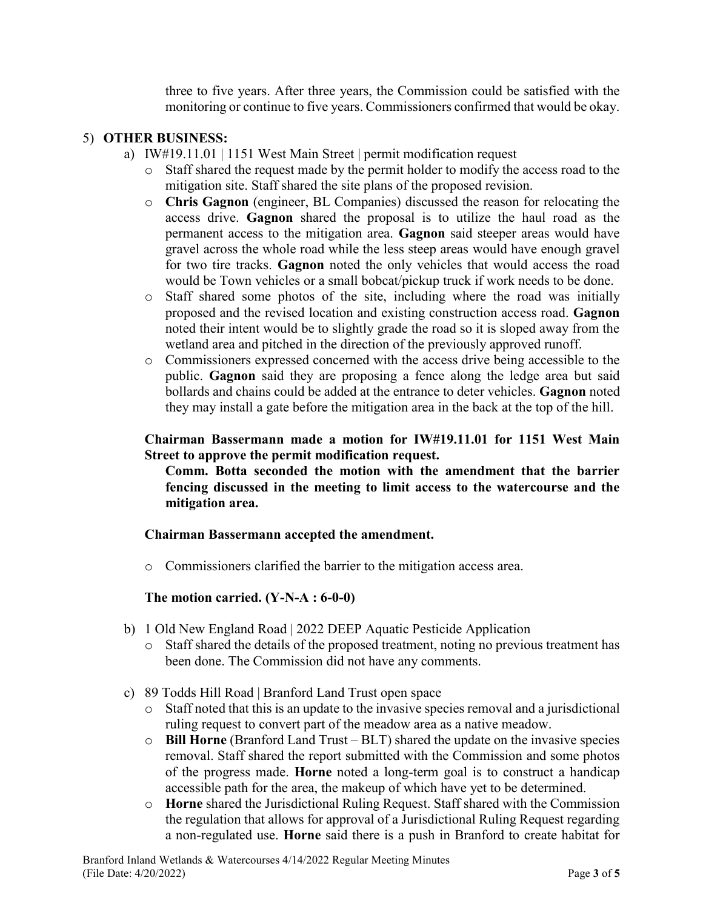three to five years. After three years, the Commission could be satisfied with the monitoring or continue to five years. Commissioners confirmed that would be okay.

5) **OTHER BUSINESS:**

a) IW#19.11.01 | 1151 West Main Street | permit modification request

- Staff shared the request made by the permit holder to modify the access road to the mitigation site. Staff shared the site plans of the proposed revision.
- **Chris Gagnon** (engineer, BL Companies) discussed the reason for relocating the access drive. **Gagnon** shared the proposal is to utilize the haul road as the permanent access to the mitigation area. **Gagnon** said steeper areas would have gravel across the whole road while the less steep areas would have enough gravel for two tire tracks. **Gagnon** noted the only vehicles that would access the road would be Town vehicles or a small bobcat/pickup truck if work needs to be done.
- Staff shared some photos of the site, including where the road was initially proposed and the revised location and existing construction access road. **Gagnon** noted their intent would be to slightly grade the road so it is sloped away from the wetland area and pitched in the direction of the previously approved runoff.
- Commissioners expressed concerned with the access drive being accessible to the public. **Gagnon** said they are proposing a fence along the ledge area but said bollards and chains could be added at the entrance to deter vehicles. **Gagnon** noted they may install a gate before the mitigation area in the back at the top of the hill.

**Chairman Bassermann made a motion for IW#19.11.01 for 1151 West Main Street to approve the permit modification request.**

**Comm. Botta seconded the motion with the amendment that the barrier fencing discussed in the meeting to limit access to the watercourse and the mitigation area.**

**Chairman Bassermann accepted the amendment.**

- Commissioners clarified the barrier to the mitigation access area.

**The motion carried. (Y-N-A : 6-0-0)**

b) 1 Old New England Road | 2022 DEEP Aquatic Pesticide Application

- Staff shared the details of the proposed treatment, noting no previous treatment has been done. The Commission did not have any comments.

c) 89 Todds Hill Road | Branford Land Trust open space

- Staff noted that this is an update to the invasive species removal and a jurisdictional ruling request to convert part of the meadow area as a native meadow.
- **Bill Horne** (Branford Land Trust – BLT) shared the update on the invasive species removal. Staff shared the report submitted with the Commission and some photos of the progress made. **Horne** noted a long-term goal is to construct a handicap accessible path for the area, the makeup of which have yet to be determined.
- **Horne** shared the Jurisdictional Ruling Request. Staff shared with the Commission the regulation that allows for approval of a Jurisdictional Ruling Request regarding a non-regulated use. **Horne** said there is a push in Branford to create habitat for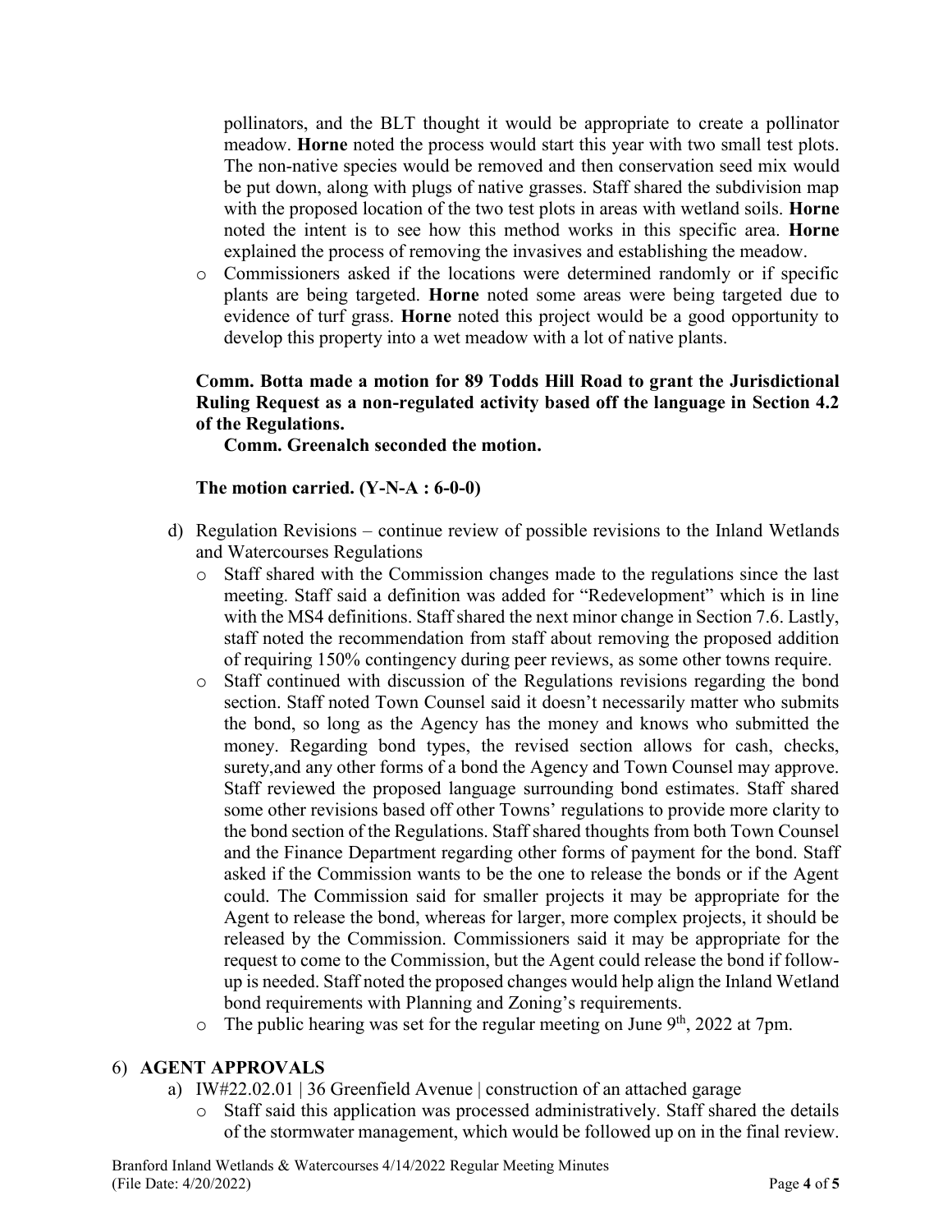pollinators, and the BLT thought it would be appropriate to create a pollinator meadow. **Horne** noted the process would start this year with two small test plots. The non-native species would be removed and then conservation seed mix would be put down, along with plugs of native grasses. Staff shared the subdivision map with the proposed location of the two test plots in areas with wetland soils. **Horne** noted the intent is to see how this method works in this specific area. **Horne** explained the process of removing the invasives and establishing the meadow.

- Commissioners asked if the locations were determined randomly or if specific plants are being targeted. **Horne** noted some areas were being targeted due to evidence of turf grass. **Horne** noted this project would be a good opportunity to develop this property into a wet meadow with a lot of native plants.

**Comm. Botta made a motion for 89 Todds Hill Road to grant the Jurisdictional Ruling Request as a non-regulated activity based off the language in Section 4.2 of the Regulations.**

**Comm. Greenalch seconded the motion.**

**The motion carried. (Y-N-A : 6-0-0)**

d) Regulation Revisions – continue review of possible revisions to the Inland Wetlands and Watercourses Regulations
   - Staff shared with the Commission changes made to the regulations since the last meeting. Staff said a definition was added for "Redevelopment" which is in line with the MS4 definitions. Staff shared the next minor change in Section 7.6. Lastly, staff noted the recommendation from staff about removing the proposed addition of requiring 150% contingency during peer reviews, as some other towns require.
   - Staff continued with discussion of the Regulations revisions regarding the bond section. Staff noted Town Counsel said it doesn't necessarily matter who submits the bond, so long as the Agency has the money and knows who submitted the money. Regarding bond types, the revised section allows for cash, checks, surety,and any other forms of a bond the Agency and Town Counsel may approve. Staff reviewed the proposed language surrounding bond estimates. Staff shared some other revisions based off other Towns' regulations to provide more clarity to the bond section of the Regulations. Staff shared thoughts from both Town Counsel and the Finance Department regarding other forms of payment for the bond. Staff asked if the Commission wants to be the one to release the bonds or if the Agent could. The Commission said for smaller projects it may be appropriate for the Agent to release the bond, whereas for larger, more complex projects, it should be released by the Commission. Commissioners said it may be appropriate for the request to come to the Commission, but the Agent could release the bond if follow-up is needed. Staff noted the proposed changes would help align the Inland Wetland bond requirements with Planning and Zoning's requirements.
   - The public hearing was set for the regular meeting on June 9th, 2022 at 7pm.

6) **AGENT APPROVALS**

a) IW#22.02.01 | 36 Greenfield Avenue | construction of an attached garage
   - Staff said this application was processed administratively. Staff shared the details of the stormwater management, which would be followed up on in the final review.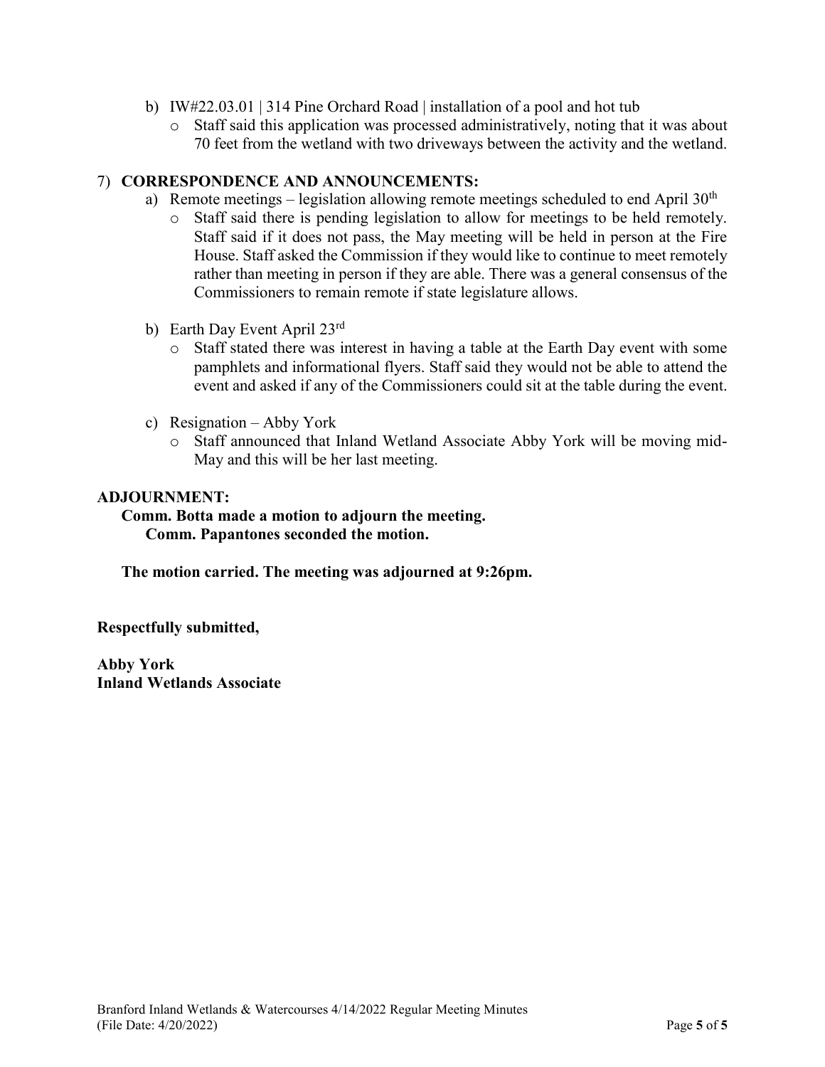b) IW#22.03.01 | 314 Pine Orchard Road | installation of a pool and hot tub
   - Staff said this application was processed administratively, noting that it was about 70 feet from the wetland with two driveways between the activity and the wetland.

7) **CORRESPONDENCE AND ANNOUNCEMENTS:**

a) Remote meetings – legislation allowing remote meetings scheduled to end April 30th
   - Staff said there is pending legislation to allow for meetings to be held remotely. Staff said if it does not pass, the May meeting will be held in person at the Fire House. Staff asked the Commission if they would like to continue to meet remotely rather than meeting in person if they are able. There was a general consensus of the Commissioners to remain remote if state legislature allows.

b) Earth Day Event April 23rd
   - Staff stated there was interest in having a table at the Earth Day event with some pamphlets and informational flyers. Staff said they would not be able to attend the event and asked if any of the Commissioners could sit at the table during the event.

c) Resignation – Abby York
   - Staff announced that Inland Wetland Associate Abby York will be moving mid-May and this will be her last meeting.

**ADJOURNMENT:**

**Comm. Botta made a motion to adjourn the meeting.**
**Comm. Papantones seconded the motion.**

**The motion carried. The meeting was adjourned at 9:26pm.**

**Respectfully submitted,**

**Abby York**
**Inland Wetlands Associate**